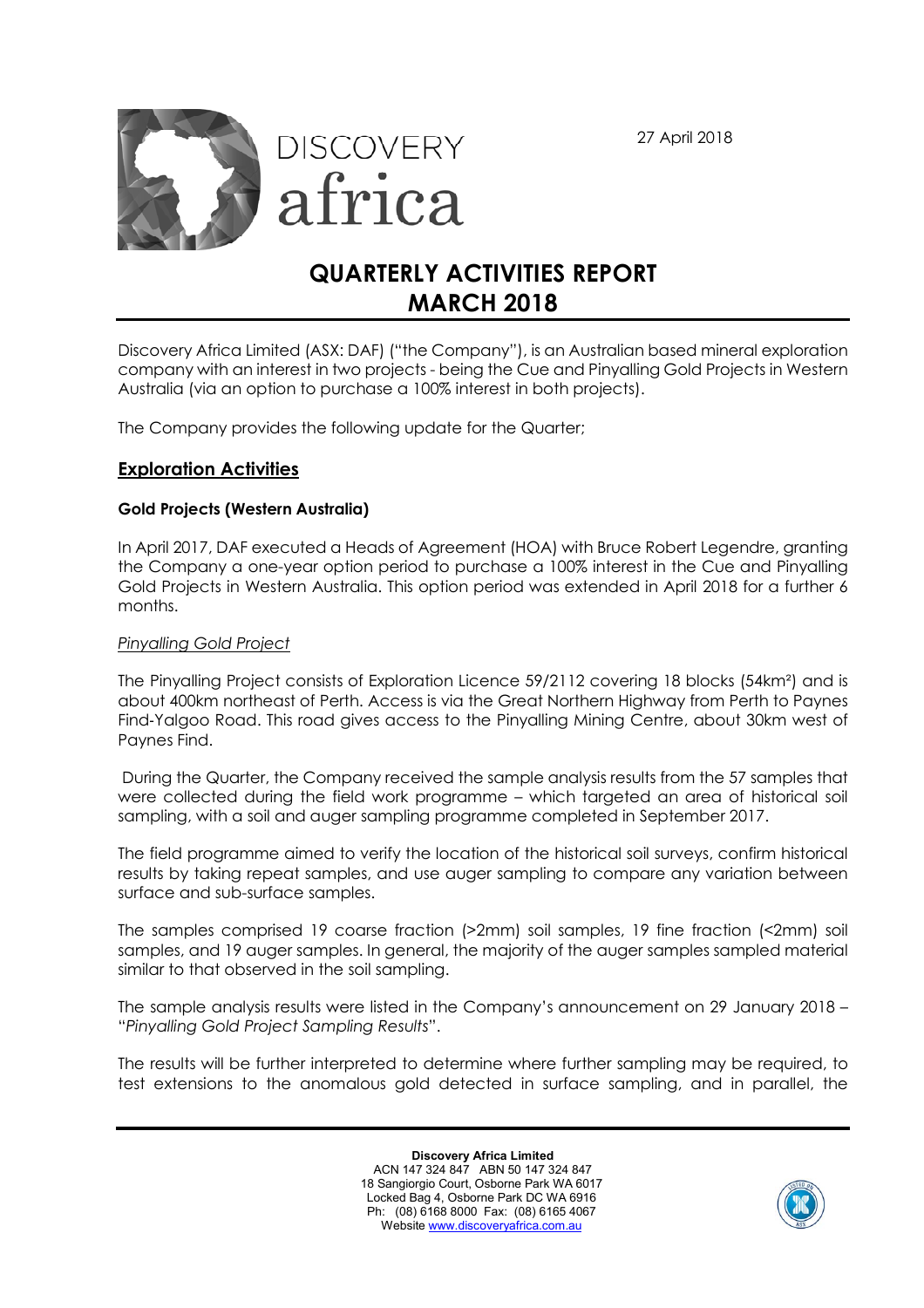27 April 2018

# QUARTERLY ACTIVITIES REPORT
# MARCH 2018

Discovery Africa Limited (ASX: DAF) ("the Company"), is an Australian based mineral exploration company with an interest in two projects - being the Cue and Pinyalling Gold Projects in Western Australia (via an option to purchase a 100% interest in both projects).

The Company provides the following update for the Quarter;

## Exploration Activities

### Gold Projects (Western Australia)

In April 2017, DAF executed a Heads of Agreement (HOA) with Bruce Robert Legendre, granting the Company a one-year option period to purchase a 100% interest in the Cue and Pinyalling Gold Projects in Western Australia. This option period was extended in April 2018 for a further 6 months.

*Pinyalling Gold Project*

The Pinyalling Project consists of Exploration Licence 59/2112 covering 18 blocks (54km²) and is about 400km northeast of Perth. Access is via the Great Northern Highway from Perth to Paynes Find-Yalgoo Road. This road gives access to the Pinyalling Mining Centre, about 30km west of Paynes Find.

During the Quarter, the Company received the sample analysis results from the 57 samples that were collected during the field work programme – which targeted an area of historical soil sampling, with a soil and auger sampling programme completed in September 2017.

The field programme aimed to verify the location of the historical soil surveys, confirm historical results by taking repeat samples, and use auger sampling to compare any variation between surface and sub-surface samples.

The samples comprised 19 coarse fraction (>2mm) soil samples, 19 fine fraction (<2mm) soil samples, and 19 auger samples. In general, the majority of the auger samples sampled material similar to that observed in the soil sampling.

The sample analysis results were listed in the Company's announcement on 29 January 2018 – "*Pinyalling Gold Project Sampling Results*".

The results will be further interpreted to determine where further sampling may be required, to test extensions to the anomalous gold detected in surface sampling, and in parallel, the

**Discovery Africa Limited**
ACN 147 324 847 ABN 50 147 324 847
18 Sangiorgio Court, Osborne Park WA 6017
Locked Bag 4, Osborne Park DC WA 6916
Ph: (08) 6168 8000 Fax: (08) 6165 4067
Website www.discoveryafrica.com.au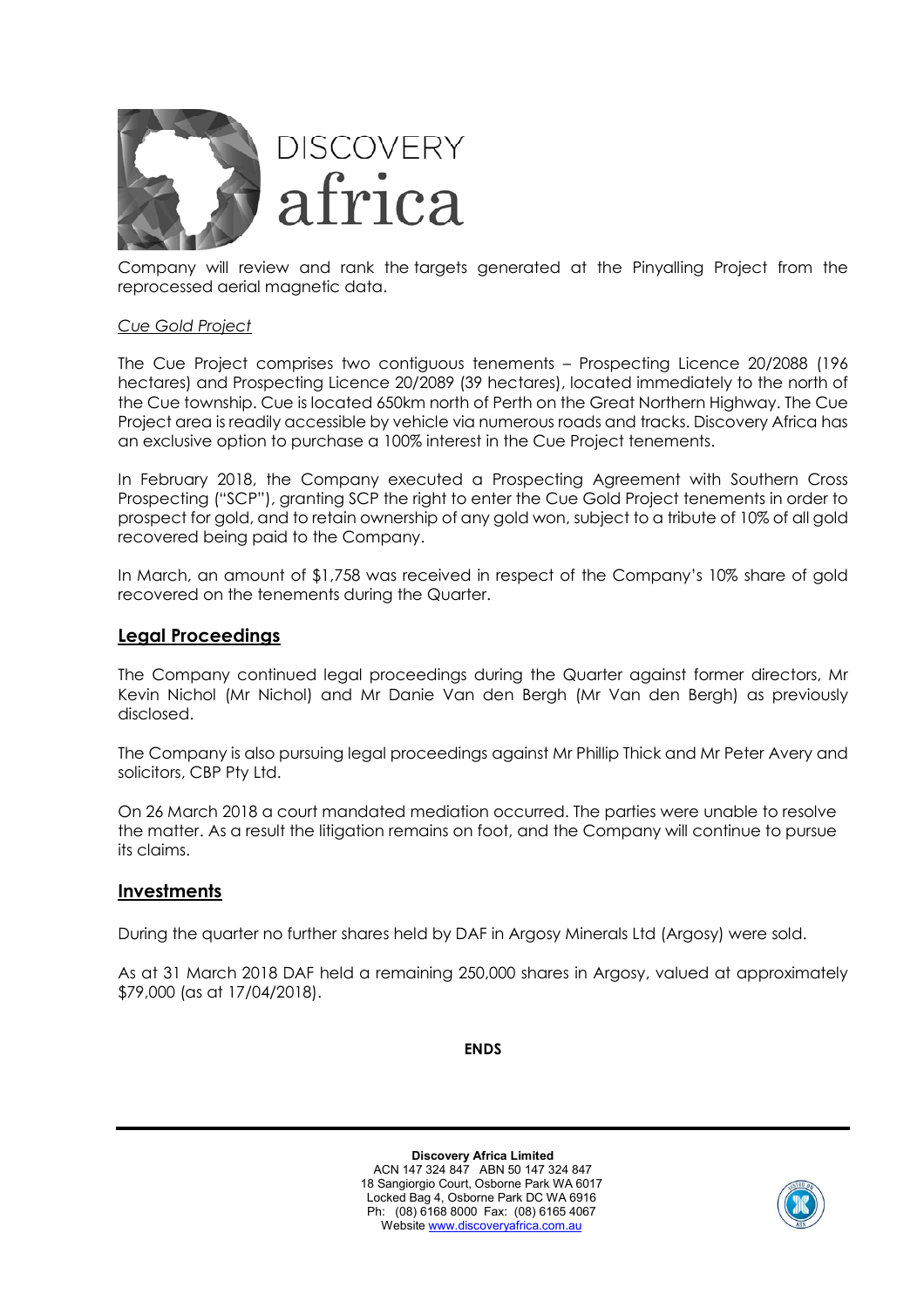Company will review and rank the targets generated at the Pinyalling Project from the reprocessed aerial magnetic data.

*Cue Gold Project*

The Cue Project comprises two contiguous tenements – Prospecting Licence 20/2088 (196 hectares) and Prospecting Licence 20/2089 (39 hectares), located immediately to the north of the Cue township. Cue is located 650km north of Perth on the Great Northern Highway. The Cue Project area is readily accessible by vehicle via numerous roads and tracks. Discovery Africa has an exclusive option to purchase a 100% interest in the Cue Project tenements.

In February 2018, the Company executed a Prospecting Agreement with Southern Cross Prospecting ("SCP"), granting SCP the right to enter the Cue Gold Project tenements in order to prospect for gold, and to retain ownership of any gold won, subject to a tribute of 10% of all gold recovered being paid to the Company.

In March, an amount of $1,758 was received in respect of the Company's 10% share of gold recovered on the tenements during the Quarter.

## Legal Proceedings

The Company continued legal proceedings during the Quarter against former directors, Mr Kevin Nichol (Mr Nichol) and Mr Danie Van den Bergh (Mr Van den Bergh) as previously disclosed.

The Company is also pursuing legal proceedings against Mr Phillip Thick and Mr Peter Avery and solicitors, CBP Pty Ltd.

On 26 March 2018 a court mandated mediation occurred. The parties were unable to resolve the matter. As a result the litigation remains on foot, and the Company will continue to pursue its claims.

## Investments

During the quarter no further shares held by DAF in Argosy Minerals Ltd (Argosy) were sold.

As at 31 March 2018 DAF held a remaining 250,000 shares in Argosy, valued at approximately $79,000 (as at 17/04/2018).

**ENDS**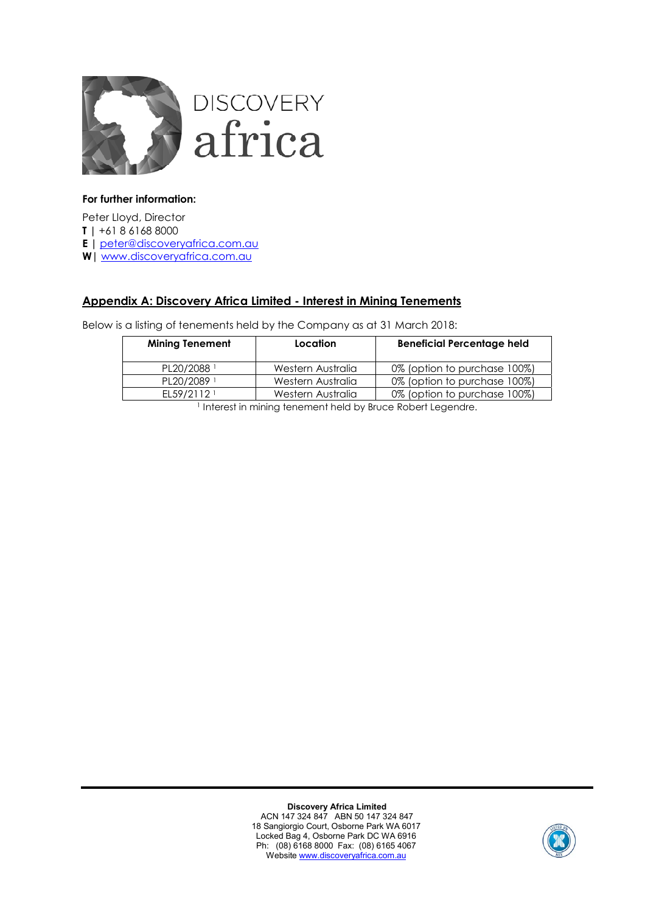DISCOVERY
africa

**For further information:**

Peter Lloyd, Director
**T** | +61 8 6168 8000
**E** | peter@discoveryafrica.com.au
**W**| www.discoveryafrica.com.au

## Appendix A: Discovery Africa Limited - Interest in Mining Tenements

Below is a listing of tenements held by the Company as at 31 March 2018:

| Mining Tenement | Location | Beneficial Percentage held |
|---|---|---|
| PL20/2088 [1] | Western Australia | 0% (option to purchase 100%) |
| PL20/2089 [1] | Western Australia | 0% (option to purchase 100%) |
| EL59/2112 [1] | Western Australia | 0% (option to purchase 100%) |

[1] Interest in mining tenement held by Bruce Robert Legendre.

**Discovery Africa Limited**
ACN 147 324 847 ABN 50 147 324 847
18 Sangiorgio Court, Osborne Park WA 6017
Locked Bag 4, Osborne Park DC WA 6916
Ph: (08) 6168 8000 Fax: (08) 6165 4067
Website www.discoveryafrica.com.au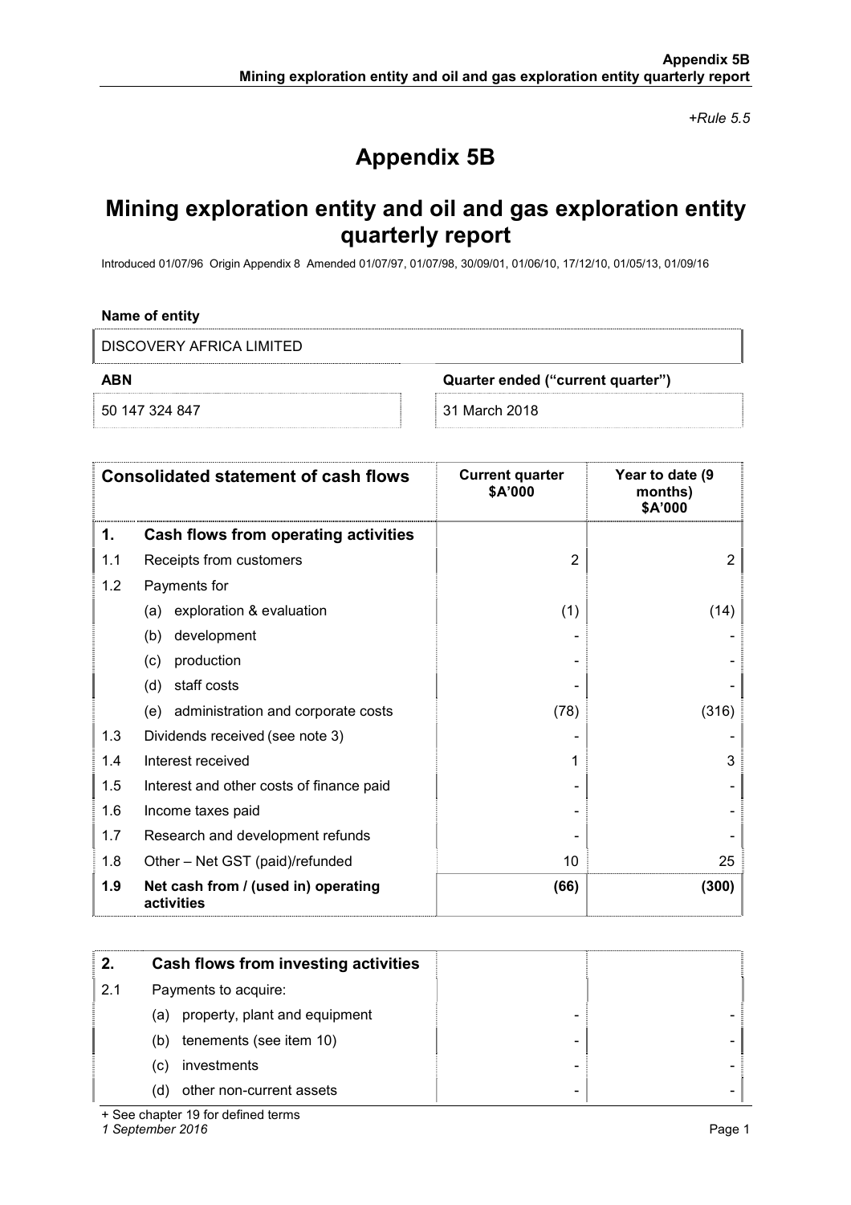*+Rule 5.5*

# Appendix 5B

## Mining exploration entity and oil and gas exploration entity quarterly report

Introduced 01/07/96 Origin Appendix 8 Amended 01/07/97, 01/07/98, 30/09/01, 01/06/10, 17/12/10, 01/05/13, 01/09/16

**Name of entity**

DISCOVERY AFRICA LIMITED

| ABN | Quarter ended ("current quarter") |
|---|---|
| 50 147 324 847 | 31 March 2018 |

| Consolidated statement of cash flows | | Current quarter $A'000 | Year to date (9 months) $A'000 |
|---|---|---|---|
| **1.** | **Cash flows from operating activities** | | |
| 1.1 | Receipts from customers | 2 | 2 |
| 1.2 | Payments for | | |
| | (a) exploration & evaluation | (1) | (14) |
| | (b) development | - | - |
| | (c) production | - | - |
| | (d) staff costs | - | - |
| | (e) administration and corporate costs | (78) | (316) |
| 1.3 | Dividends received (see note 3) | - | - |
| 1.4 | Interest received | 1 | 3 |
| 1.5 | Interest and other costs of finance paid | - | - |
| 1.6 | Income taxes paid | - | - |
| 1.7 | Research and development refunds | - | - |
| 1.8 | Other – Net GST (paid)/refunded | 10 | 25 |
| **1.9** | **Net cash from / (used in) operating activities** | **(66)** | **(300)** |

| | | | |
|---|---|---|---|
| **2.** | **Cash flows from investing activities** | | |
| 2.1 | Payments to acquire: | | |
| | (a) property, plant and equipment | - | - |
| | (b) tenements (see item 10) | - | - |
| | (c) investments | - | - |
| | (d) other non-current assets | - | - |

+ See chapter 19 for defined terms

*1 September 2016*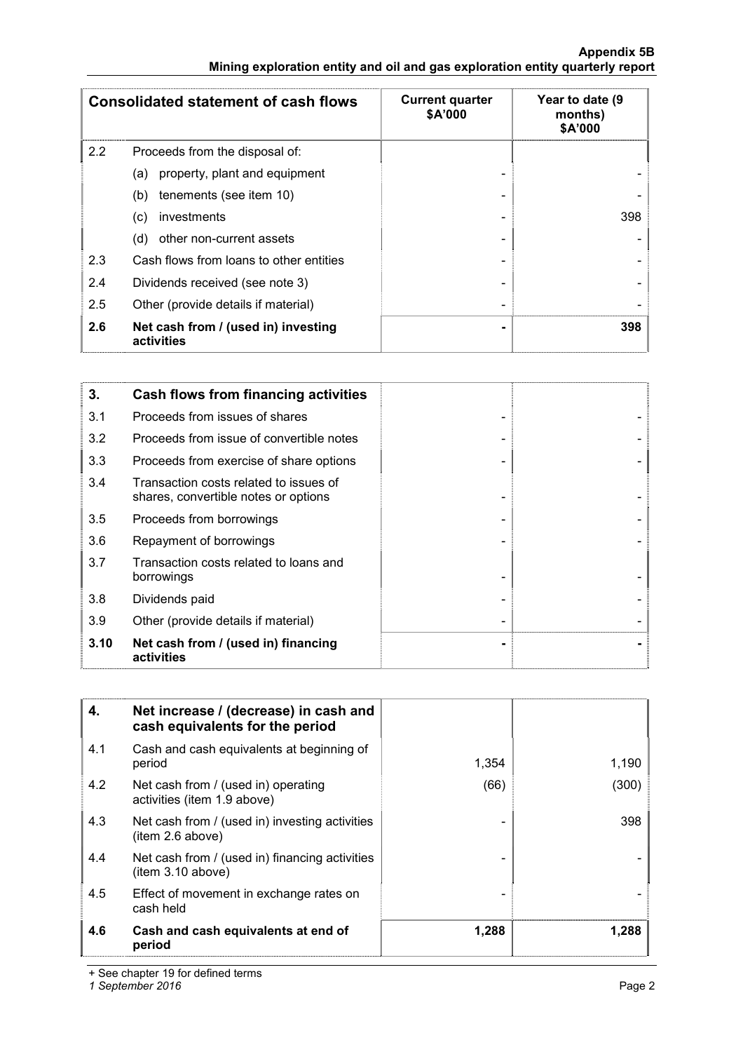| | Consolidated statement of cash flows | Current quarter $A'000 | Year to date (9 months) $A'000 |
|---|---|---|---|
| 2.2 | Proceeds from the disposal of: | | |
| | (a) property, plant and equipment | - | - |
| | (b) tenements (see item 10) | - | - |
| | (c) investments | - | 398 |
| | (d) other non-current assets | - | - |
| 2.3 | Cash flows from loans to other entities | - | - |
| 2.4 | Dividends received (see note 3) | - | - |
| 2.5 | Other (provide details if material) | - | - |
| **2.6** | **Net cash from / (used in) investing activities** | **-** | **398** |

| | | | |
|---|---|---|---|
| **3.** | **Cash flows from financing activities** | | |
| 3.1 | Proceeds from issues of shares | - | - |
| 3.2 | Proceeds from issue of convertible notes | - | - |
| 3.3 | Proceeds from exercise of share options | - | - |
| 3.4 | Transaction costs related to issues of shares, convertible notes or options | - | - |
| 3.5 | Proceeds from borrowings | - | - |
| 3.6 | Repayment of borrowings | - | - |
| 3.7 | Transaction costs related to loans and borrowings | - | - |
| 3.8 | Dividends paid | - | - |
| 3.9 | Other (provide details if material) | - | - |
| **3.10** | **Net cash from / (used in) financing activities** | **-** | **-** |

| | | | |
|---|---|---|---|
| **4.** | **Net increase / (decrease) in cash and cash equivalents for the period** | | |
| 4.1 | Cash and cash equivalents at beginning of period | 1,354 | 1,190 |
| 4.2 | Net cash from / (used in) operating activities (item 1.9 above) | (66) | (300) |
| 4.3 | Net cash from / (used in) investing activities (item 2.6 above) | - | 398 |
| 4.4 | Net cash from / (used in) financing activities (item 3.10 above) | - | - |
| 4.5 | Effect of movement in exchange rates on cash held | - | - |
| **4.6** | **Cash and cash equivalents at end of period** | **1,288** | **1,288** |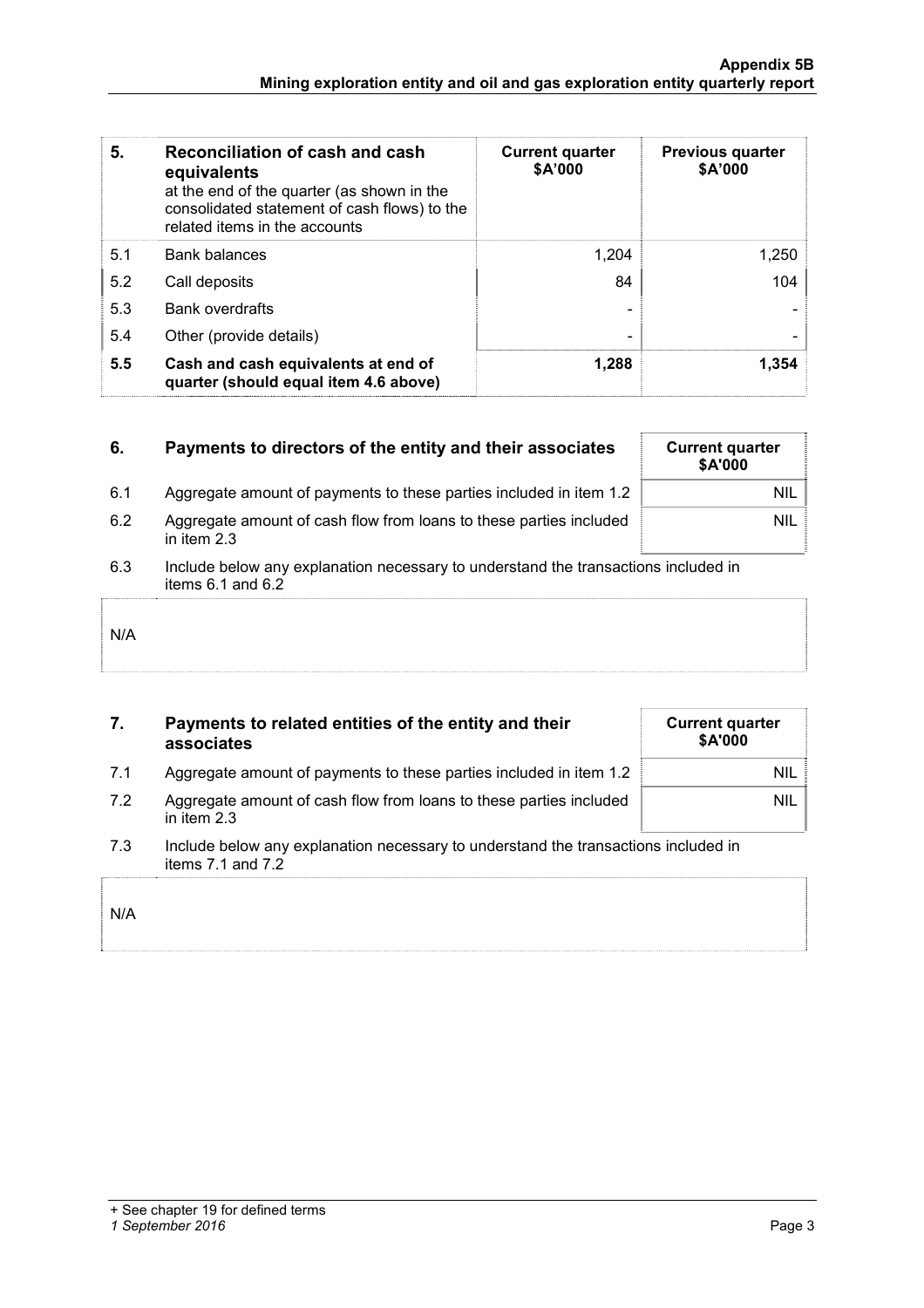| 5. | Reconciliation of cash and cash equivalents at the end of the quarter (as shown in the consolidated statement of cash flows) to the related items in the accounts | Current quarter $A'000 | Previous quarter $A'000 |
|---|---|---|---|
| 5.1 | Bank balances | 1,204 | 1,250 |
| 5.2 | Call deposits | 84 | 104 |
| 5.3 | Bank overdrafts | - | - |
| 5.4 | Other (provide details) | - | - |
| **5.5** | **Cash and cash equivalents at end of quarter (should equal item 4.6 above)** | **1,288** | **1,354** |

| 6. | Payments to directors of the entity and their associates | Current quarter $A'000 |
|---|---|---|
| 6.1 | Aggregate amount of payments to these parties included in item 1.2 | NIL |
| 6.2 | Aggregate amount of cash flow from loans to these parties included in item 2.3 | NIL |

6.3 Include below any explanation necessary to understand the transactions included in items 6.1 and 6.2

N/A

| 7. | Payments to related entities of the entity and their associates | Current quarter $A'000 |
|---|---|---|
| 7.1 | Aggregate amount of payments to these parties included in item 1.2 | NIL |
| 7.2 | Aggregate amount of cash flow from loans to these parties included in item 2.3 | NIL |

7.3 Include below any explanation necessary to understand the transactions included in items 7.1 and 7.2

N/A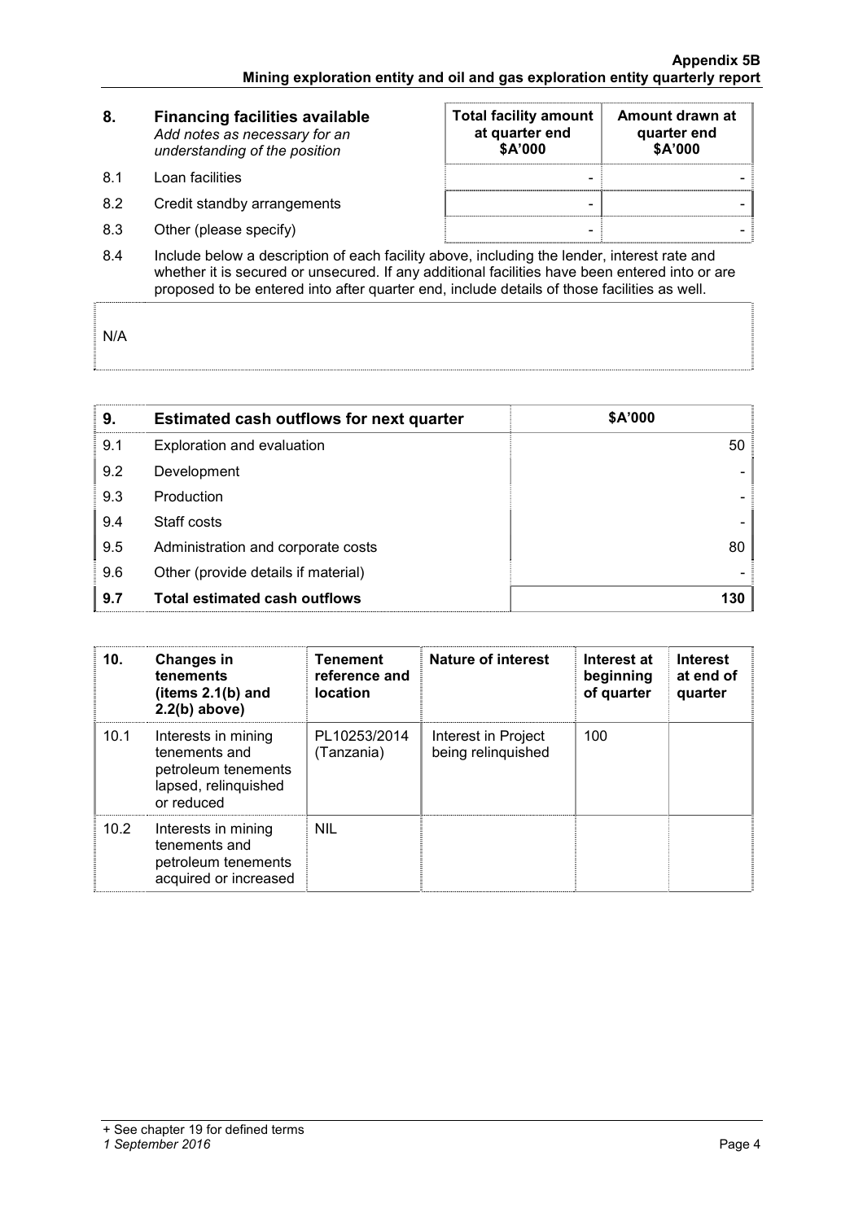| 8. | **Financing facilities available** *Add notes as necessary for an understanding of the position* | **Total facility amount at quarter end $A'000** | **Amount drawn at quarter end $A'000** |
|---|---|---|---|
| 8.1 | Loan facilities | - | - |
| 8.2 | Credit standby arrangements | - | - |
| 8.3 | Other (please specify) | - | - |

8.4 Include below a description of each facility above, including the lender, interest rate and whether it is secured or unsecured. If any additional facilities have been entered into or are proposed to be entered into after quarter end, include details of those facilities as well.

N/A

| 9. | **Estimated cash outflows for next quarter** | **$A'000** |
|---|---|---|
| 9.1 | Exploration and evaluation | 50 |
| 9.2 | Development | - |
| 9.3 | Production | - |
| 9.4 | Staff costs | - |
| 9.5 | Administration and corporate costs | 80 |
| 9.6 | Other (provide details if material) | - |
| **9.7** | **Total estimated cash outflows** | **130** |

| 10. | **Changes in tenements (items 2.1(b) and 2.2(b) above)** | **Tenement reference and location** | **Nature of interest** | **Interest at beginning of quarter** | **Interest at end of quarter** |
|---|---|---|---|---|---|
| 10.1 | Interests in mining tenements and petroleum tenements lapsed, relinquished or reduced | PL10253/2014 (Tanzania) | Interest in Project being relinquished | 100 | |
| 10.2 | Interests in mining tenements and petroleum tenements acquired or increased | NIL | | | |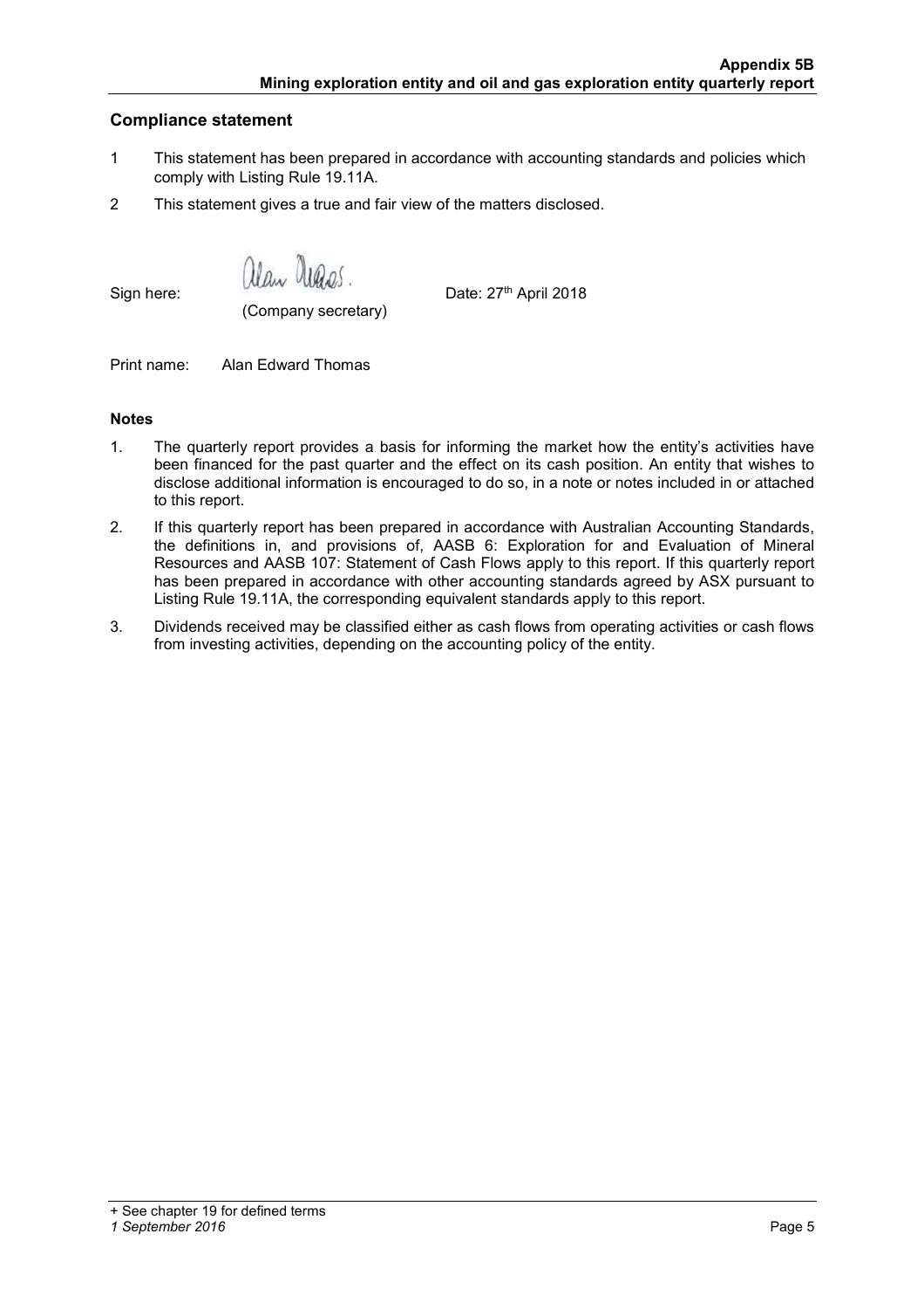## Compliance statement

1. This statement has been prepared in accordance with accounting standards and policies which comply with Listing Rule 19.11A.
2. This statement gives a true and fair view of the matters disclosed.

Sign here: (Company secretary)  Date: 27th April 2018

Print name: Alan Edward Thomas

### Notes

1. The quarterly report provides a basis for informing the market how the entity's activities have been financed for the past quarter and the effect on its cash position. An entity that wishes to disclose additional information is encouraged to do so, in a note or notes included in or attached to this report.
2. If this quarterly report has been prepared in accordance with Australian Accounting Standards, the definitions in, and provisions of, AASB 6: Exploration for and Evaluation of Mineral Resources and AASB 107: Statement of Cash Flows apply to this report. If this quarterly report has been prepared in accordance with other accounting standards agreed by ASX pursuant to Listing Rule 19.11A, the corresponding equivalent standards apply to this report.
3. Dividends received may be classified either as cash flows from operating activities or cash flows from investing activities, depending on the accounting policy of the entity.